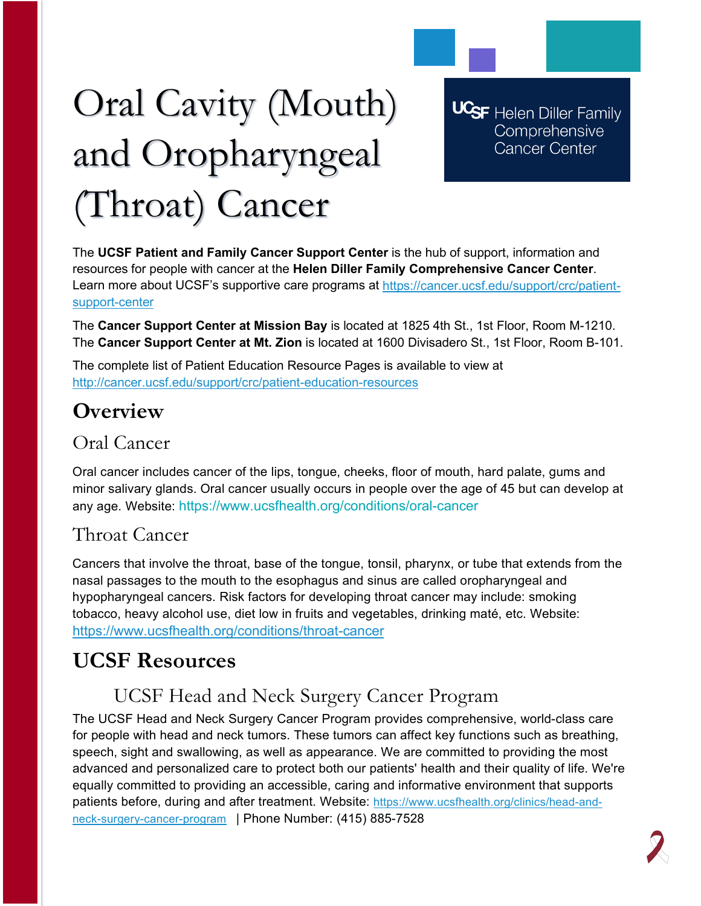# Oral Cavity (Mouth) and Oropharyngeal (Throat) Cancer

UCSF Helen Diller Family Comprehensive Cancer Center

The **UCSF Patient and Family Cancer Support Center** is the hub of support, information and resources for people with cancer at the **Helen Diller Family Comprehensive Cancer Center**. Learn more about UCSF's supportive care programs at https://cancer.ucsf.edu/support/crc/patient-support-center

The **Cancer Support Center at Mission Bay** is located at 1825 4th St., 1st Floor, Room M-1210. The **Cancer Support Center at Mt. Zion** is located at 1600 Divisadero St., 1st Floor, Room B-101.

The complete list of Patient Education Resource Pages is available to view at http://cancer.ucsf.edu/support/crc/patient-education-resources

## Overview

### Oral Cancer

Oral cancer includes cancer of the lips, tongue, cheeks, floor of mouth, hard palate, gums and minor salivary glands. Oral cancer usually occurs in people over the age of 45 but can develop at any age. Website: https://www.ucsfhealth.org/conditions/oral-cancer

### Throat Cancer

Cancers that involve the throat, base of the tongue, tonsil, pharynx, or tube that extends from the nasal passages to the mouth to the esophagus and sinus are called oropharyngeal and hypopharyngeal cancers. Risk factors for developing throat cancer may include: smoking tobacco, heavy alcohol use, diet low in fruits and vegetables, drinking maté, etc. Website: https://www.ucsfhealth.org/conditions/throat-cancer

## UCSF Resources

### UCSF Head and Neck Surgery Cancer Program

The UCSF Head and Neck Surgery Cancer Program provides comprehensive, world-class care for people with head and neck tumors. These tumors can affect key functions such as breathing, speech, sight and swallowing, as well as appearance. We are committed to providing the most advanced and personalized care to protect both our patients' health and their quality of life. We're equally committed to providing an accessible, caring and informative environment that supports patients before, during and after treatment. Website: https://www.ucsfhealth.org/clinics/head-and-neck-surgery-cancer-program | Phone Number: (415) 885-7528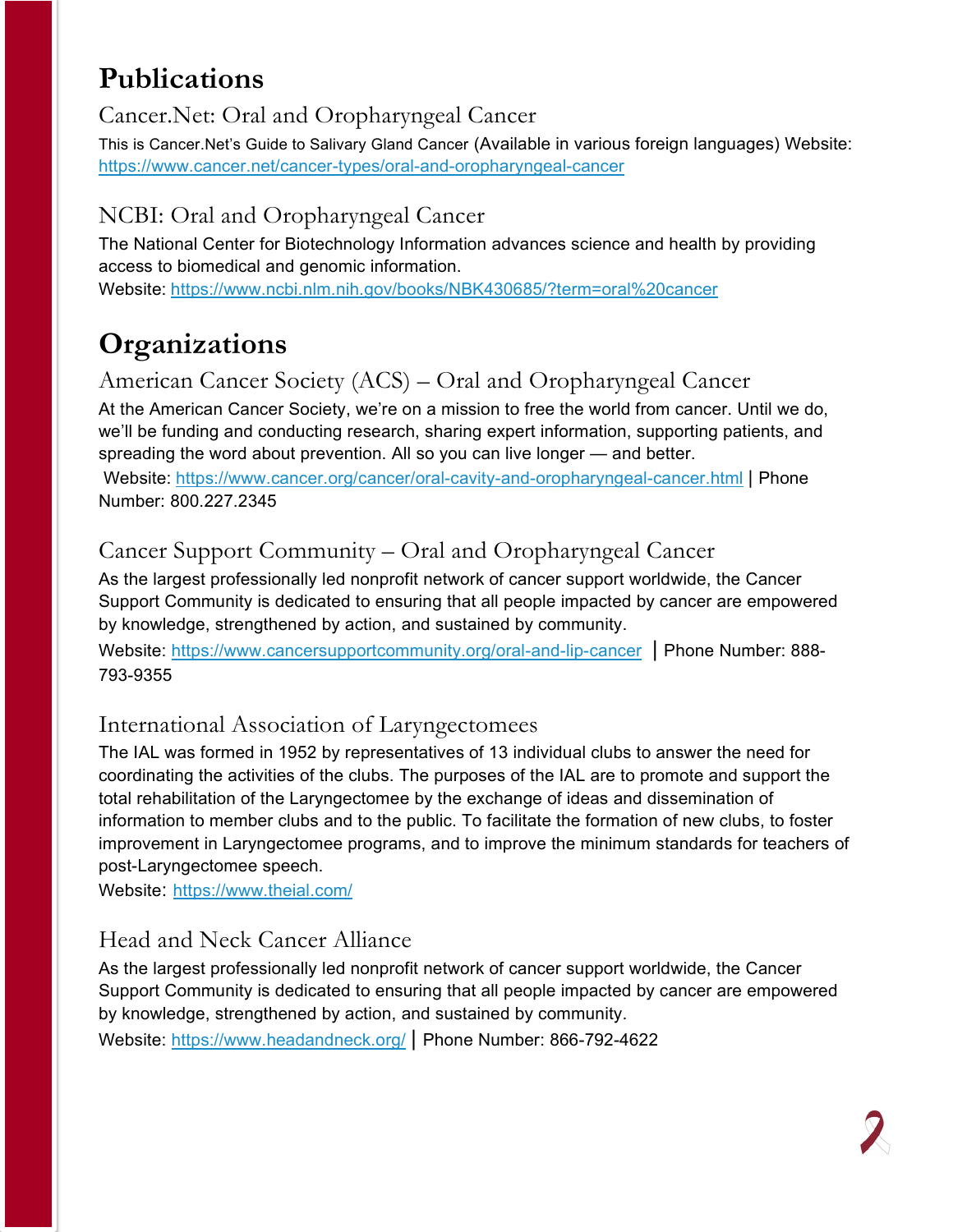# Publications

## Cancer.Net: Oral and Oropharyngeal Cancer

This is Cancer.Net's Guide to Salivary Gland Cancer (Available in various foreign languages) Website: https://www.cancer.net/cancer-types/oral-and-oropharyngeal-cancer

## NCBI: Oral and Oropharyngeal Cancer

The National Center for Biotechnology Information advances science and health by providing access to biomedical and genomic information.
Website: https://www.ncbi.nlm.nih.gov/books/NBK430685/?term=oral%20cancer

# Organizations

## American Cancer Society (ACS) – Oral and Oropharyngeal Cancer

At the American Cancer Society, we're on a mission to free the world from cancer. Until we do, we'll be funding and conducting research, sharing expert information, supporting patients, and spreading the word about prevention. All so you can live longer — and better.
Website: https://www.cancer.org/cancer/oral-cavity-and-oropharyngeal-cancer.html | Phone Number: 800.227.2345

## Cancer Support Community – Oral and Oropharyngeal Cancer

As the largest professionally led nonprofit network of cancer support worldwide, the Cancer Support Community is dedicated to ensuring that all people impacted by cancer are empowered by knowledge, strengthened by action, and sustained by community.
Website: https://www.cancersupportcommunity.org/oral-and-lip-cancer | Phone Number: 888-793-9355

## International Association of Laryngectomees

The IAL was formed in 1952 by representatives of 13 individual clubs to answer the need for coordinating the activities of the clubs. The purposes of the IAL are to promote and support the total rehabilitation of the Laryngectomee by the exchange of ideas and dissemination of information to member clubs and to the public. To facilitate the formation of new clubs, to foster improvement in Laryngectomee programs, and to improve the minimum standards for teachers of post-Laryngectomee speech.
Website: https://www.theial.com/

## Head and Neck Cancer Alliance

As the largest professionally led nonprofit network of cancer support worldwide, the Cancer Support Community is dedicated to ensuring that all people impacted by cancer are empowered by knowledge, strengthened by action, and sustained by community.
Website: https://www.headandneck.org/ | Phone Number: 866-792-4622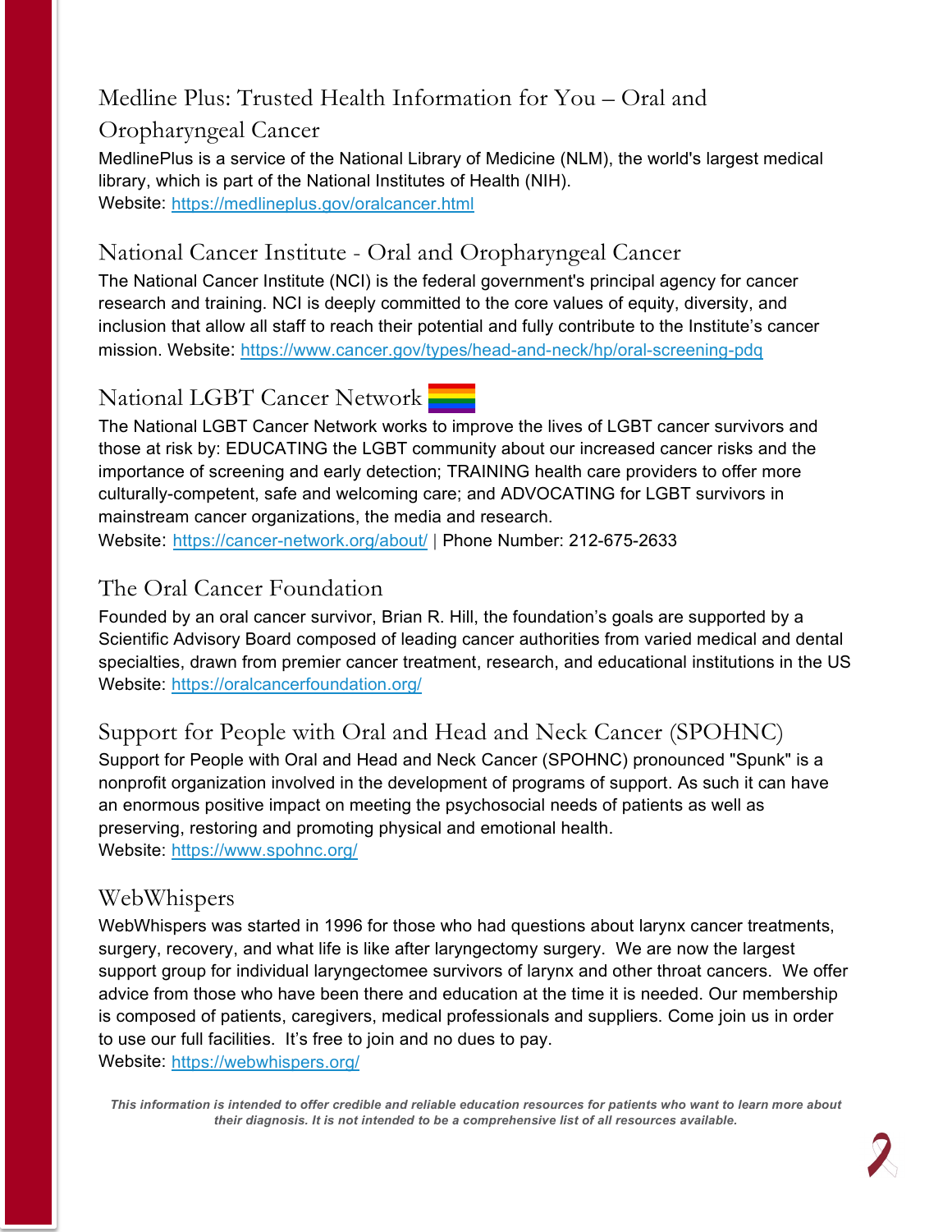## Medline Plus: Trusted Health Information for You – Oral and Oropharyngeal Cancer

MedlinePlus is a service of the National Library of Medicine (NLM), the world's largest medical library, which is part of the National Institutes of Health (NIH).
Website: [https://medlineplus.gov/oralcancer.html](https://medlineplus.gov/oralcancer.html)

## National Cancer Institute - Oral and Oropharyngeal Cancer

The National Cancer Institute (NCI) is the federal government's principal agency for cancer research and training. NCI is deeply committed to the core values of equity, diversity, and inclusion that allow all staff to reach their potential and fully contribute to the Institute's cancer mission. Website: [https://www.cancer.gov/types/head-and-neck/hp/oral-screening-pdq](https://www.cancer.gov/types/head-and-neck/hp/oral-screening-pdq)

## National LGBT Cancer Network

The National LGBT Cancer Network works to improve the lives of LGBT cancer survivors and those at risk by: EDUCATING the LGBT community about our increased cancer risks and the importance of screening and early detection; TRAINING health care providers to offer more culturally-competent, safe and welcoming care; and ADVOCATING for LGBT survivors in mainstream cancer organizations, the media and research.
Website: [https://cancer-network.org/about/](https://cancer-network.org/about/) | Phone Number: 212-675-2633

## The Oral Cancer Foundation

Founded by an oral cancer survivor, Brian R. Hill, the foundation's goals are supported by a Scientific Advisory Board composed of leading cancer authorities from varied medical and dental specialties, drawn from premier cancer treatment, research, and educational institutions in the US
Website: [https://oralcancerfoundation.org/](https://oralcancerfoundation.org/)

## Support for People with Oral and Head and Neck Cancer (SPOHNC)

Support for People with Oral and Head and Neck Cancer (SPOHNC) pronounced "Spunk" is a nonprofit organization involved in the development of programs of support. As such it can have an enormous positive impact on meeting the psychosocial needs of patients as well as preserving, restoring and promoting physical and emotional health.
Website: [https://www.spohnc.org/](https://www.spohnc.org/)

## WebWhispers

WebWhispers was started in 1996 for those who had questions about larynx cancer treatments, surgery, recovery, and what life is like after laryngectomy surgery. We are now the largest support group for individual laryngectomee survivors of larynx and other throat cancers. We offer advice from those who have been there and education at the time it is needed. Our membership is composed of patients, caregivers, medical professionals and suppliers. Come join us in order to use our full facilities. It's free to join and no dues to pay.
Website: [https://webwhispers.org/](https://webwhispers.org/)

***This information is intended to offer credible and reliable education resources for patients who want to learn more about their diagnosis. It is not intended to be a comprehensive list of all resources available.***